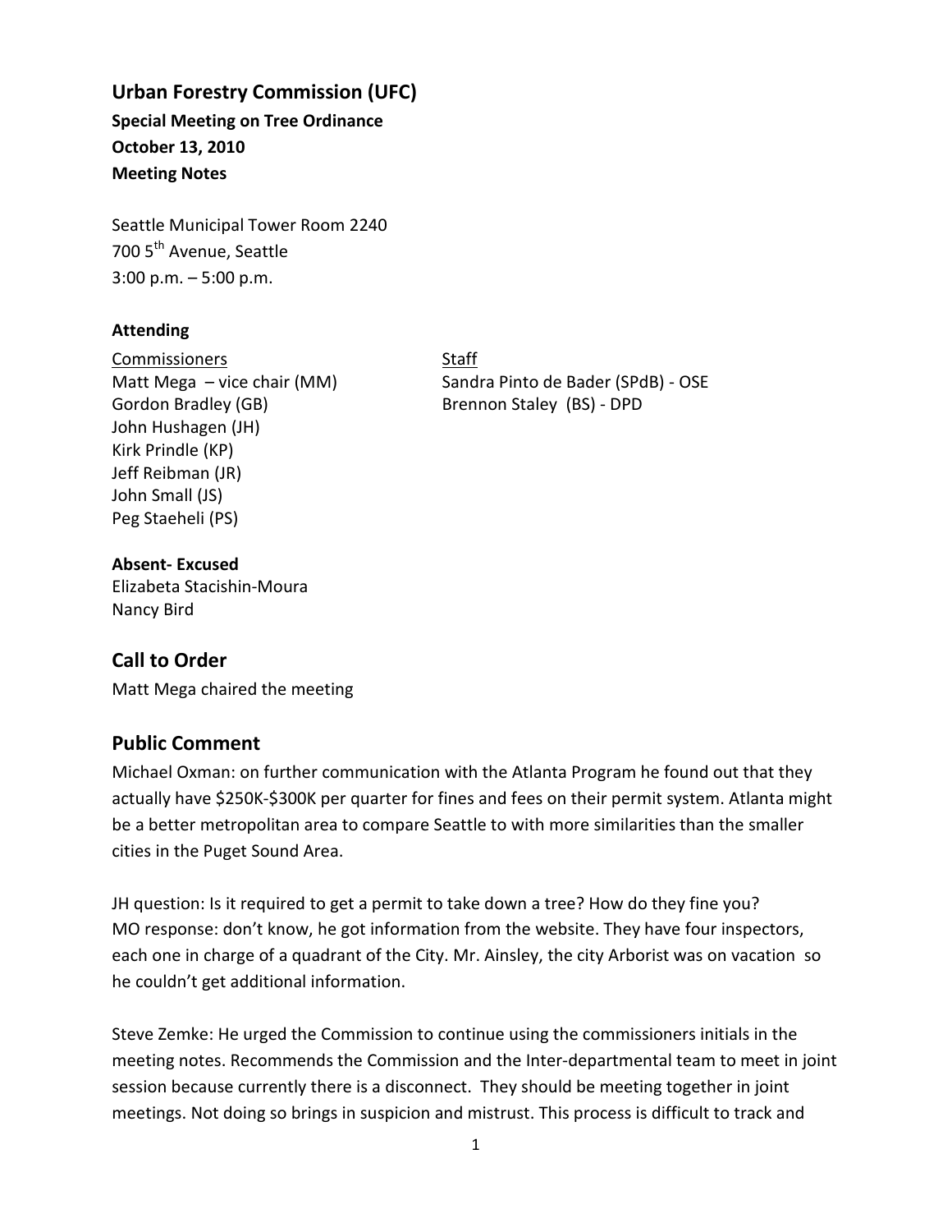# Urban Forestry Commission (UFC)

**Special Meeting on Tree Ordinance**
**October 13, 2010**
**Meeting Notes**

Seattle Municipal Tower Room 2240
700 5th Avenue, Seattle
3:00 p.m. – 5:00 p.m.

**Attending**

Commissioners
Matt Mega – vice chair (MM)
Gordon Bradley (GB)
John Hushagen (JH)
Kirk Prindle (KP)
Jeff Reibman (JR)
John Small (JS)
Peg Staeheli (PS)

Staff
Sandra Pinto de Bader (SPdB) - OSE
Brennon Staley (BS) - DPD

**Absent- Excused**
Elizabeta Stacishin-Moura
Nancy Bird

## Call to Order

Matt Mega chaired the meeting

## Public Comment

Michael Oxman: on further communication with the Atlanta Program he found out that they actually have $250K-$300K per quarter for fines and fees on their permit system. Atlanta might be a better metropolitan area to compare Seattle to with more similarities than the smaller cities in the Puget Sound Area.

JH question: Is it required to get a permit to take down a tree? How do they fine you?
MO response: don't know, he got information from the website. They have four inspectors, each one in charge of a quadrant of the City. Mr. Ainsley, the city Arborist was on vacation so he couldn't get additional information.

Steve Zemke: He urged the Commission to continue using the commissioners initials in the meeting notes. Recommends the Commission and the Inter-departmental team to meet in joint session because currently there is a disconnect. They should be meeting together in joint meetings. Not doing so brings in suspicion and mistrust. This process is difficult to track and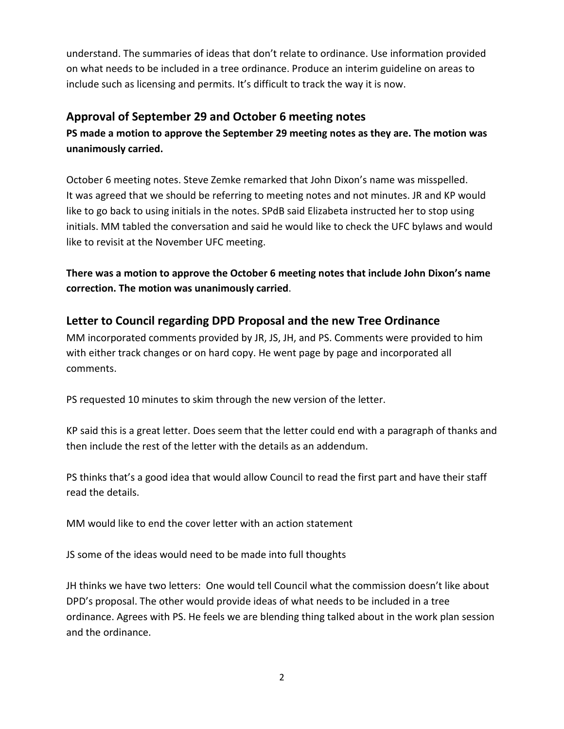understand. The summaries of ideas that don't relate to ordinance. Use information provided on what needs to be included in a tree ordinance. Produce an interim guideline on areas to include such as licensing and permits. It's difficult to track the way it is now.

## Approval of September 29 and October 6 meeting notes

**PS made a motion to approve the September 29 meeting notes as they are. The motion was unanimously carried.**

October 6 meeting notes. Steve Zemke remarked that John Dixon's name was misspelled. It was agreed that we should be referring to meeting notes and not minutes. JR and KP would like to go back to using initials in the notes. SPdB said Elizabeta instructed her to stop using initials. MM tabled the conversation and said he would like to check the UFC bylaws and would like to revisit at the November UFC meeting.

**There was a motion to approve the October 6 meeting notes that include John Dixon's name correction. The motion was unanimously carried**.

## Letter to Council regarding DPD Proposal and the new Tree Ordinance

MM incorporated comments provided by JR, JS, JH, and PS. Comments were provided to him with either track changes or on hard copy. He went page by page and incorporated all comments.

PS requested 10 minutes to skim through the new version of the letter.

KP said this is a great letter. Does seem that the letter could end with a paragraph of thanks and then include the rest of the letter with the details as an addendum.

PS thinks that's a good idea that would allow Council to read the first part and have their staff read the details.

MM would like to end the cover letter with an action statement

JS some of the ideas would need to be made into full thoughts

JH thinks we have two letters: One would tell Council what the commission doesn't like about DPD's proposal. The other would provide ideas of what needs to be included in a tree ordinance. Agrees with PS. He feels we are blending thing talked about in the work plan session and the ordinance.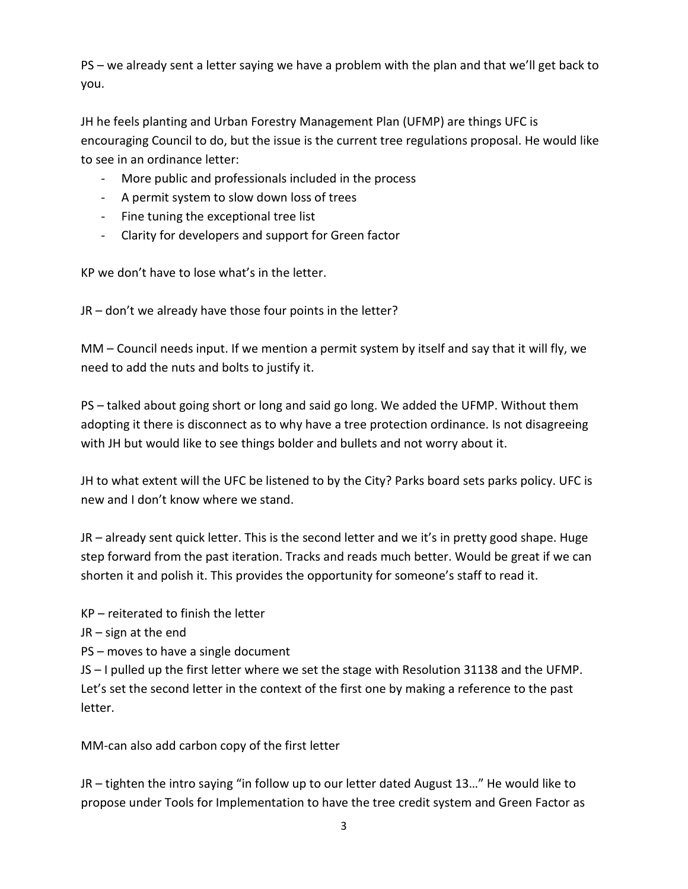PS – we already sent a letter saying we have a problem with the plan and that we'll get back to you.

JH he feels planting and Urban Forestry Management Plan (UFMP) are things UFC is encouraging Council to do, but the issue is the current tree regulations proposal. He would like to see in an ordinance letter:

- More public and professionals included in the process
- A permit system to slow down loss of trees
- Fine tuning the exceptional tree list
- Clarity for developers and support for Green factor

KP we don't have to lose what's in the letter.

JR – don't we already have those four points in the letter?

MM – Council needs input. If we mention a permit system by itself and say that it will fly, we need to add the nuts and bolts to justify it.

PS – talked about going short or long and said go long. We added the UFMP. Without them adopting it there is disconnect as to why have a tree protection ordinance. Is not disagreeing with JH but would like to see things bolder and bullets and not worry about it.

JH to what extent will the UFC be listened to by the City? Parks board sets parks policy. UFC is new and I don't know where we stand.

JR – already sent quick letter. This is the second letter and we it's in pretty good shape. Huge step forward from the past iteration. Tracks and reads much better. Would be great if we can shorten it and polish it. This provides the opportunity for someone's staff to read it.

KP – reiterated to finish the letter
JR – sign at the end
PS – moves to have a single document
JS – I pulled up the first letter where we set the stage with Resolution 31138 and the UFMP. Let's set the second letter in the context of the first one by making a reference to the past letter.

MM-can also add carbon copy of the first letter

JR – tighten the intro saying "in follow up to our letter dated August 13…" He would like to propose under Tools for Implementation to have the tree credit system and Green Factor as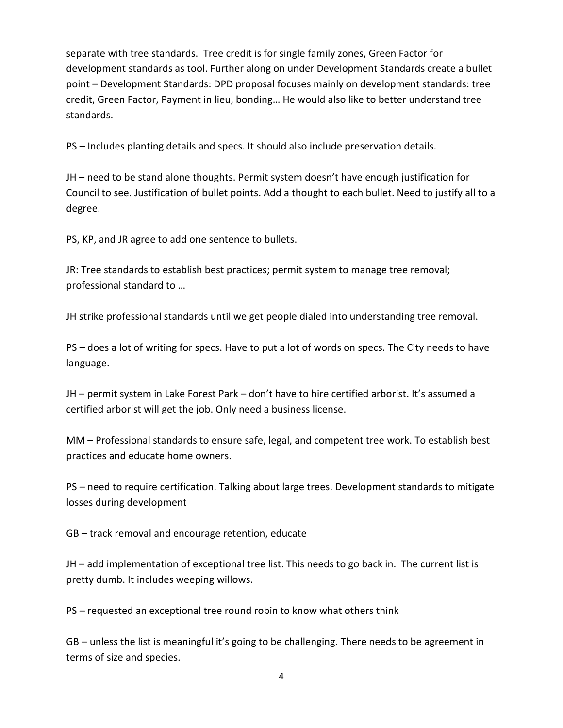separate with tree standards. Tree credit is for single family zones, Green Factor for development standards as tool. Further along on under Development Standards create a bullet point – Development Standards: DPD proposal focuses mainly on development standards: tree credit, Green Factor, Payment in lieu, bonding… He would also like to better understand tree standards.

PS – Includes planting details and specs. It should also include preservation details.

JH – need to be stand alone thoughts. Permit system doesn't have enough justification for Council to see. Justification of bullet points. Add a thought to each bullet. Need to justify all to a degree.

PS, KP, and JR agree to add one sentence to bullets.

JR: Tree standards to establish best practices; permit system to manage tree removal; professional standard to …

JH strike professional standards until we get people dialed into understanding tree removal.

PS – does a lot of writing for specs. Have to put a lot of words on specs. The City needs to have language.

JH – permit system in Lake Forest Park – don't have to hire certified arborist. It's assumed a certified arborist will get the job. Only need a business license.

MM – Professional standards to ensure safe, legal, and competent tree work. To establish best practices and educate home owners.

PS – need to require certification. Talking about large trees. Development standards to mitigate losses during development

GB – track removal and encourage retention, educate

JH – add implementation of exceptional tree list. This needs to go back in. The current list is pretty dumb. It includes weeping willows.

PS – requested an exceptional tree round robin to know what others think

GB – unless the list is meaningful it's going to be challenging. There needs to be agreement in terms of size and species.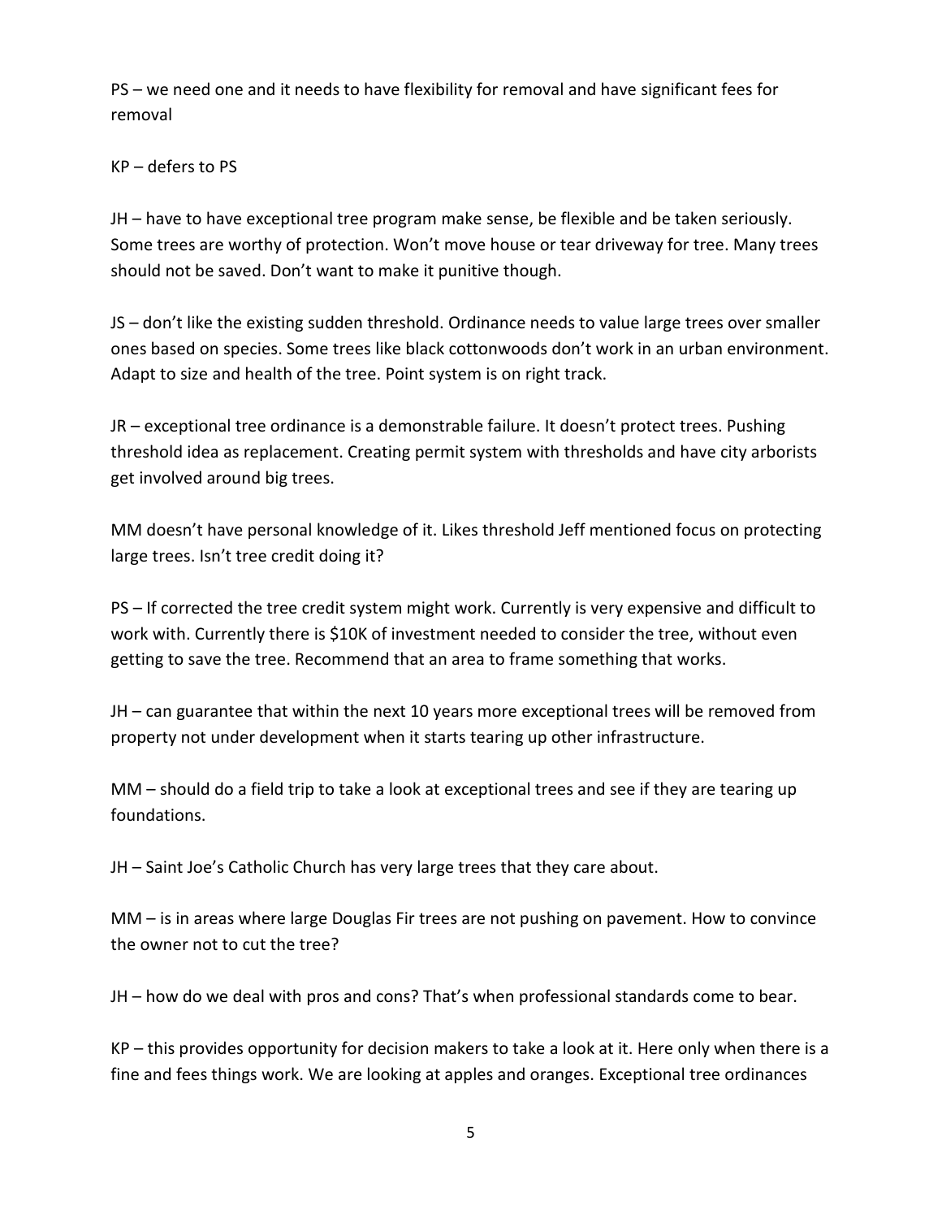PS – we need one and it needs to have flexibility for removal and have significant fees for removal

KP – defers to PS

JH – have to have exceptional tree program make sense, be flexible and be taken seriously. Some trees are worthy of protection. Won't move house or tear driveway for tree. Many trees should not be saved. Don't want to make it punitive though.

JS – don't like the existing sudden threshold. Ordinance needs to value large trees over smaller ones based on species. Some trees like black cottonwoods don't work in an urban environment. Adapt to size and health of the tree. Point system is on right track.

JR – exceptional tree ordinance is a demonstrable failure. It doesn't protect trees. Pushing threshold idea as replacement. Creating permit system with thresholds and have city arborists get involved around big trees.

MM doesn't have personal knowledge of it. Likes threshold Jeff mentioned focus on protecting large trees. Isn't tree credit doing it?

PS – If corrected the tree credit system might work. Currently is very expensive and difficult to work with. Currently there is $10K of investment needed to consider the tree, without even getting to save the tree. Recommend that an area to frame something that works.

JH – can guarantee that within the next 10 years more exceptional trees will be removed from property not under development when it starts tearing up other infrastructure.

MM – should do a field trip to take a look at exceptional trees and see if they are tearing up foundations.

JH – Saint Joe's Catholic Church has very large trees that they care about.

MM – is in areas where large Douglas Fir trees are not pushing on pavement. How to convince the owner not to cut the tree?

JH – how do we deal with pros and cons? That's when professional standards come to bear.

KP – this provides opportunity for decision makers to take a look at it. Here only when there is a fine and fees things work. We are looking at apples and oranges. Exceptional tree ordinances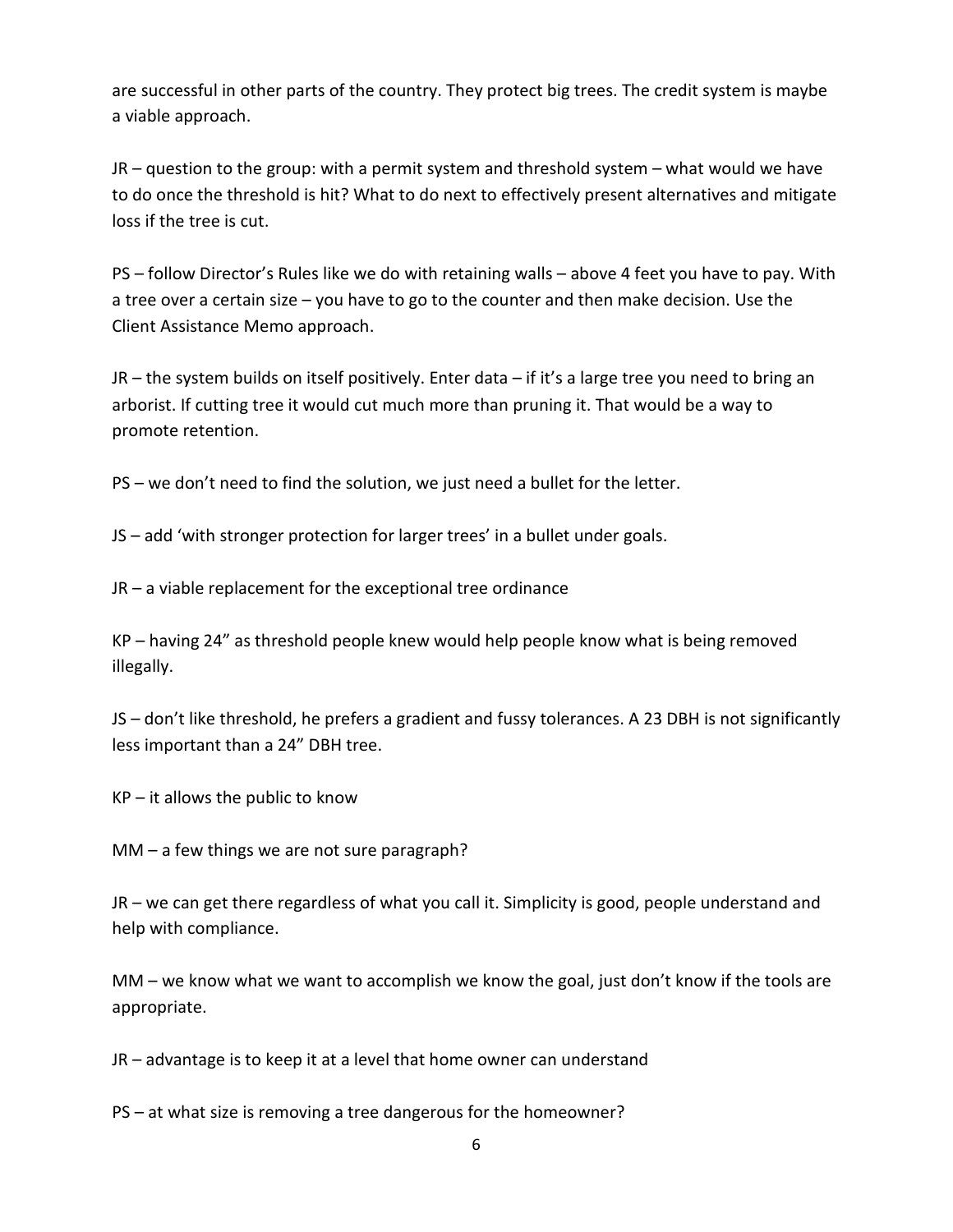are successful in other parts of the country. They protect big trees. The credit system is maybe a viable approach.

JR – question to the group: with a permit system and threshold system – what would we have to do once the threshold is hit? What to do next to effectively present alternatives and mitigate loss if the tree is cut.

PS – follow Director's Rules like we do with retaining walls – above 4 feet you have to pay. With a tree over a certain size – you have to go to the counter and then make decision. Use the Client Assistance Memo approach.

JR – the system builds on itself positively. Enter data – if it's a large tree you need to bring an arborist. If cutting tree it would cut much more than pruning it. That would be a way to promote retention.

PS – we don't need to find the solution, we just need a bullet for the letter.

JS – add 'with stronger protection for larger trees' in a bullet under goals.

JR – a viable replacement for the exceptional tree ordinance

KP – having 24" as threshold people knew would help people know what is being removed illegally.

JS – don't like threshold, he prefers a gradient and fussy tolerances. A 23 DBH is not significantly less important than a 24" DBH tree.

KP – it allows the public to know

MM – a few things we are not sure paragraph?

JR – we can get there regardless of what you call it. Simplicity is good, people understand and help with compliance.

MM – we know what we want to accomplish we know the goal, just don't know if the tools are appropriate.

JR – advantage is to keep it at a level that home owner can understand

PS – at what size is removing a tree dangerous for the homeowner?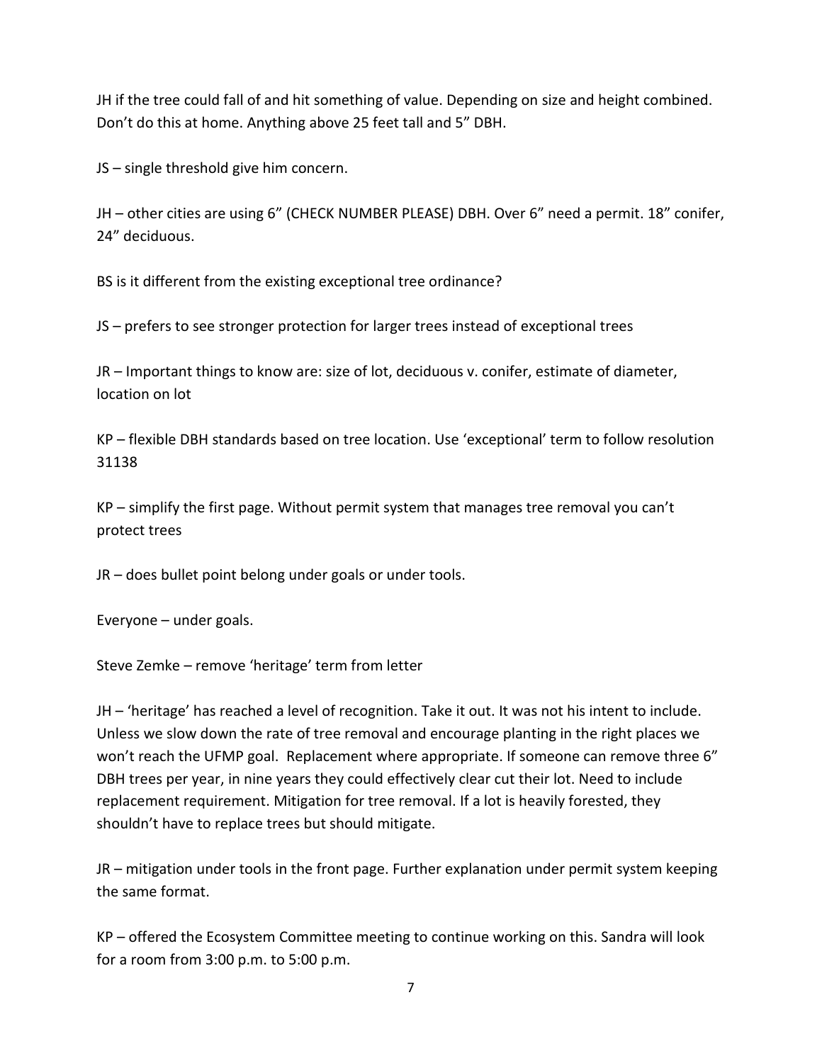JH if the tree could fall of and hit something of value. Depending on size and height combined. Don't do this at home. Anything above 25 feet tall and 5" DBH.

JS – single threshold give him concern.

JH – other cities are using 6" (CHECK NUMBER PLEASE) DBH. Over 6" need a permit. 18" conifer, 24" deciduous.

BS is it different from the existing exceptional tree ordinance?

JS – prefers to see stronger protection for larger trees instead of exceptional trees

JR – Important things to know are: size of lot, deciduous v. conifer, estimate of diameter, location on lot

KP – flexible DBH standards based on tree location. Use 'exceptional' term to follow resolution 31138

KP – simplify the first page. Without permit system that manages tree removal you can't protect trees

JR – does bullet point belong under goals or under tools.

Everyone – under goals.

Steve Zemke – remove 'heritage' term from letter

JH – 'heritage' has reached a level of recognition. Take it out. It was not his intent to include. Unless we slow down the rate of tree removal and encourage planting in the right places we won't reach the UFMP goal. Replacement where appropriate. If someone can remove three 6" DBH trees per year, in nine years they could effectively clear cut their lot. Need to include replacement requirement. Mitigation for tree removal. If a lot is heavily forested, they shouldn't have to replace trees but should mitigate.

JR – mitigation under tools in the front page. Further explanation under permit system keeping the same format.

KP – offered the Ecosystem Committee meeting to continue working on this. Sandra will look for a room from 3:00 p.m. to 5:00 p.m.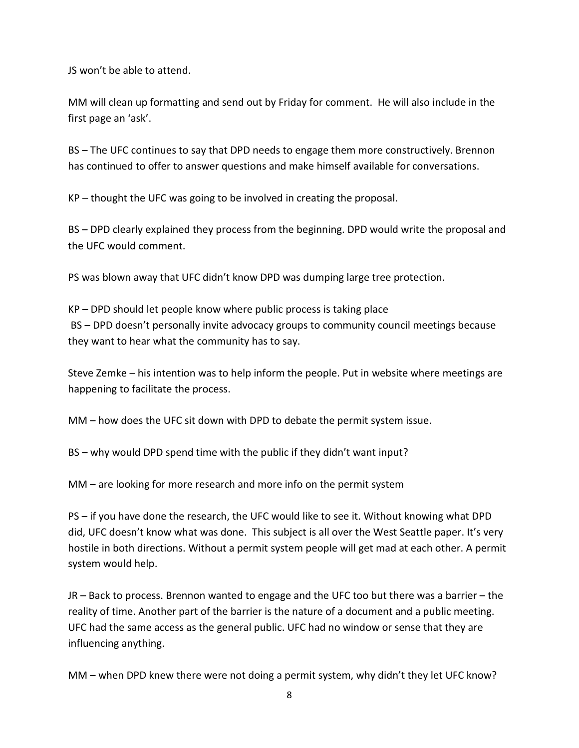JS won't be able to attend.

MM will clean up formatting and send out by Friday for comment. He will also include in the first page an 'ask'.

BS – The UFC continues to say that DPD needs to engage them more constructively. Brennon has continued to offer to answer questions and make himself available for conversations.

KP – thought the UFC was going to be involved in creating the proposal.

BS – DPD clearly explained they process from the beginning. DPD would write the proposal and the UFC would comment.

PS was blown away that UFC didn't know DPD was dumping large tree protection.

KP – DPD should let people know where public process is taking place
BS – DPD doesn't personally invite advocacy groups to community council meetings because they want to hear what the community has to say.

Steve Zemke – his intention was to help inform the people. Put in website where meetings are happening to facilitate the process.

MM – how does the UFC sit down with DPD to debate the permit system issue.

BS – why would DPD spend time with the public if they didn't want input?

MM – are looking for more research and more info on the permit system

PS – if you have done the research, the UFC would like to see it. Without knowing what DPD did, UFC doesn't know what was done. This subject is all over the West Seattle paper. It's very hostile in both directions. Without a permit system people will get mad at each other. A permit system would help.

JR – Back to process. Brennon wanted to engage and the UFC too but there was a barrier – the reality of time. Another part of the barrier is the nature of a document and a public meeting. UFC had the same access as the general public. UFC had no window or sense that they are influencing anything.

MM – when DPD knew there were not doing a permit system, why didn't they let UFC know?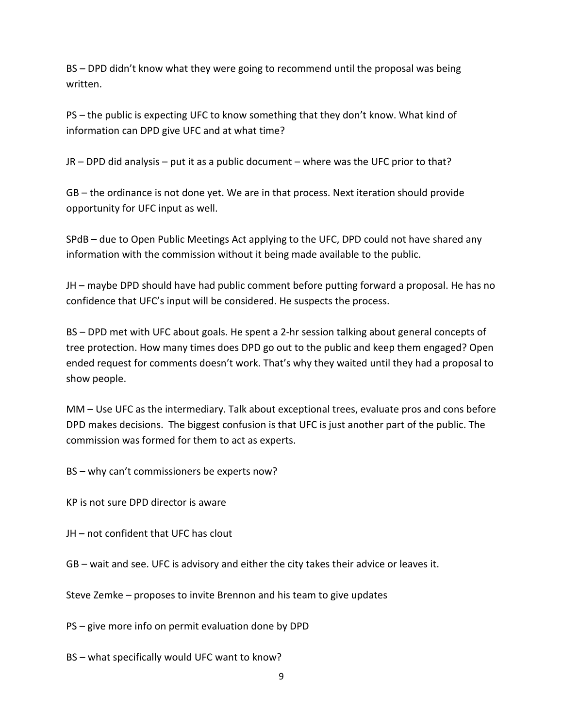BS – DPD didn't know what they were going to recommend until the proposal was being written.

PS – the public is expecting UFC to know something that they don't know. What kind of information can DPD give UFC and at what time?

JR – DPD did analysis – put it as a public document – where was the UFC prior to that?

GB – the ordinance is not done yet. We are in that process. Next iteration should provide opportunity for UFC input as well.

SPdB – due to Open Public Meetings Act applying to the UFC, DPD could not have shared any information with the commission without it being made available to the public.

JH – maybe DPD should have had public comment before putting forward a proposal. He has no confidence that UFC's input will be considered. He suspects the process.

BS – DPD met with UFC about goals. He spent a 2-hr session talking about general concepts of tree protection. How many times does DPD go out to the public and keep them engaged? Open ended request for comments doesn't work. That's why they waited until they had a proposal to show people.

MM – Use UFC as the intermediary. Talk about exceptional trees, evaluate pros and cons before DPD makes decisions. The biggest confusion is that UFC is just another part of the public. The commission was formed for them to act as experts.

BS – why can't commissioners be experts now?

KP is not sure DPD director is aware

JH – not confident that UFC has clout

GB – wait and see. UFC is advisory and either the city takes their advice or leaves it.

Steve Zemke – proposes to invite Brennon and his team to give updates

PS – give more info on permit evaluation done by DPD

BS – what specifically would UFC want to know?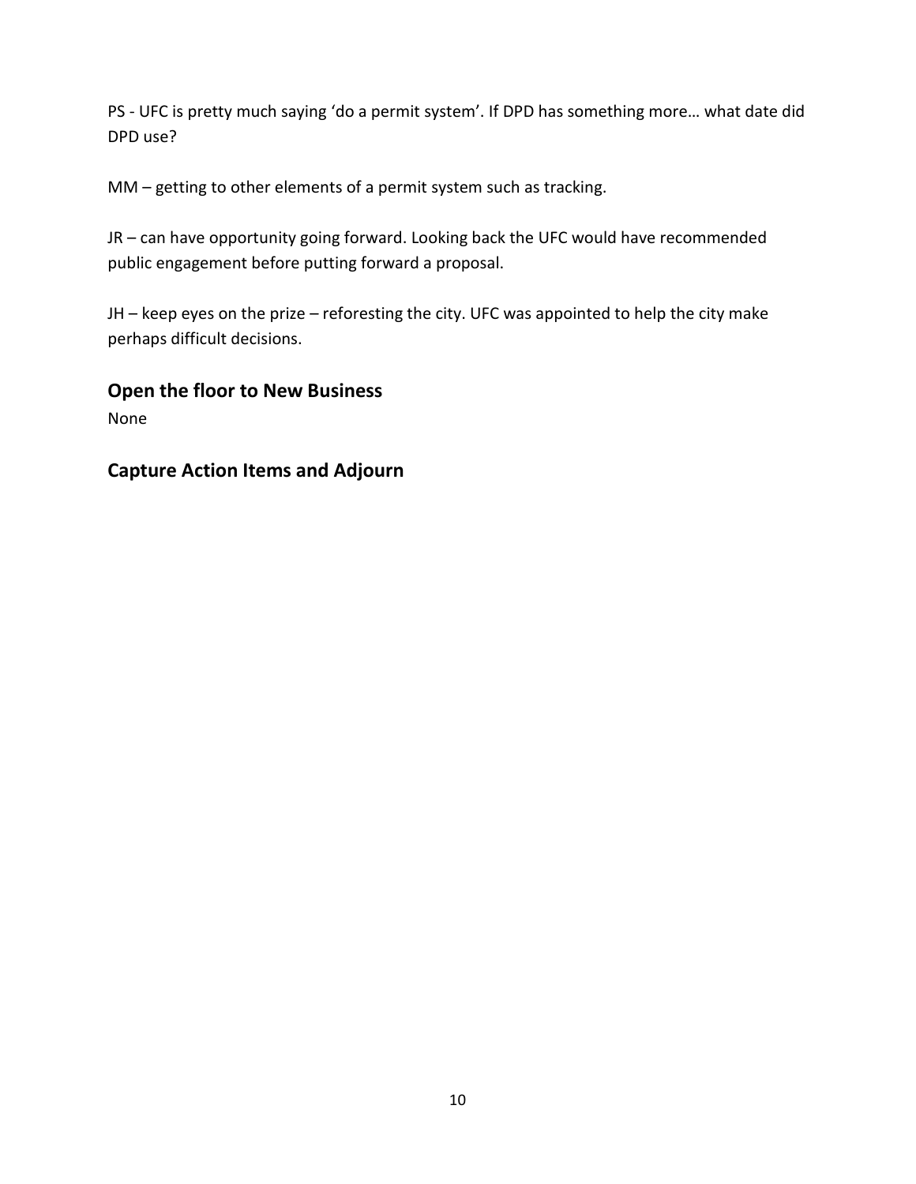PS - UFC is pretty much saying 'do a permit system'. If DPD has something more… what date did DPD use?

MM – getting to other elements of a permit system such as tracking.

JR – can have opportunity going forward. Looking back the UFC would have recommended public engagement before putting forward a proposal.

JH – keep eyes on the prize – reforesting the city. UFC was appointed to help the city make perhaps difficult decisions.

## Open the floor to New Business

None

## Capture Action Items and Adjourn